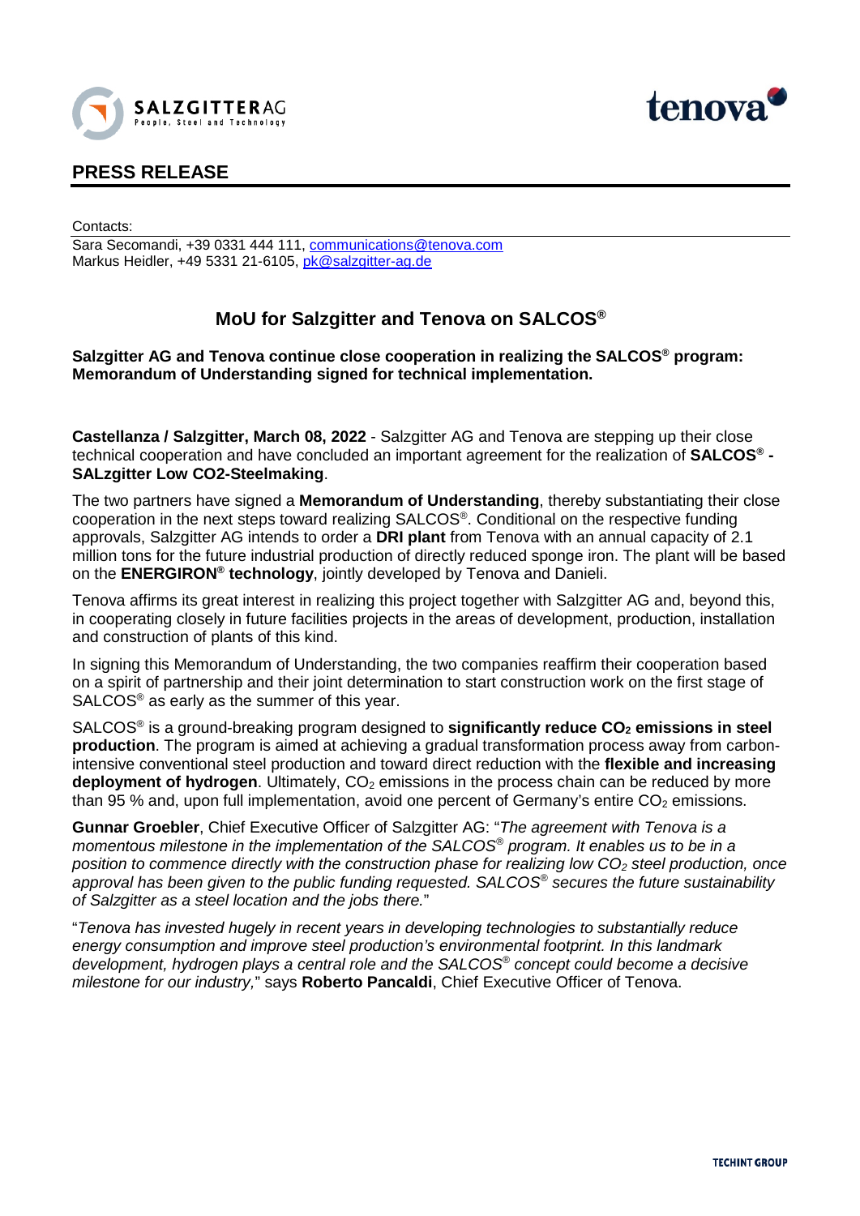## PRESS RELEASE

Contacts:
Sara Secomandi, +39 0331 444 111, communications@tenova.com
Markus Heidler, +49 5331 21-6105, pk@salzgitter-ag.de

# MoU for Salzgitter and Tenova on SALCOS®

**Salzgitter AG and Tenova continue close cooperation in realizing the SALCOS® program: Memorandum of Understanding signed for technical implementation.**

**Castellanza / Salzgitter, March 08, 2022** - Salzgitter AG and Tenova are stepping up their close technical cooperation and have concluded an important agreement for the realization of **SALCOS® - SALzgitter Low CO2-Steelmaking**.

The two partners have signed a **Memorandum of Understanding**, thereby substantiating their close cooperation in the next steps toward realizing SALCOS®. Conditional on the respective funding approvals, Salzgitter AG intends to order a **DRI plant** from Tenova with an annual capacity of 2.1 million tons for the future industrial production of directly reduced sponge iron. The plant will be based on the **ENERGIRON® technology**, jointly developed by Tenova and Danieli.

Tenova affirms its great interest in realizing this project together with Salzgitter AG and, beyond this, in cooperating closely in future facilities projects in the areas of development, production, installation and construction of plants of this kind.

In signing this Memorandum of Understanding, the two companies reaffirm their cooperation based on a spirit of partnership and their joint determination to start construction work on the first stage of SALCOS® as early as the summer of this year.

SALCOS® is a ground-breaking program designed to **significantly reduce $CO_2$ emissions in steel production**. The program is aimed at achieving a gradual transformation process away from carbon-intensive conventional steel production and toward direct reduction with the **flexible and increasing deployment of hydrogen**. Ultimately, $CO_2$ emissions in the process chain can be reduced by more than 95 % and, upon full implementation, avoid one percent of Germany's entire $CO_2$ emissions.

**Gunnar Groebler**, Chief Executive Officer of Salzgitter AG: "*The agreement with Tenova is a momentous milestone in the implementation of the SALCOS® program. It enables us to be in a position to commence directly with the construction phase for realizing low $CO_2$ steel production, once approval has been given to the public funding requested. SALCOS® secures the future sustainability of Salzgitter as a steel location and the jobs there.*"

"*Tenova has invested hugely in recent years in developing technologies to substantially reduce energy consumption and improve steel production's environmental footprint. In this landmark development, hydrogen plays a central role and the SALCOS® concept could become a decisive milestone for our industry,*" says **Roberto Pancaldi**, Chief Executive Officer of Tenova.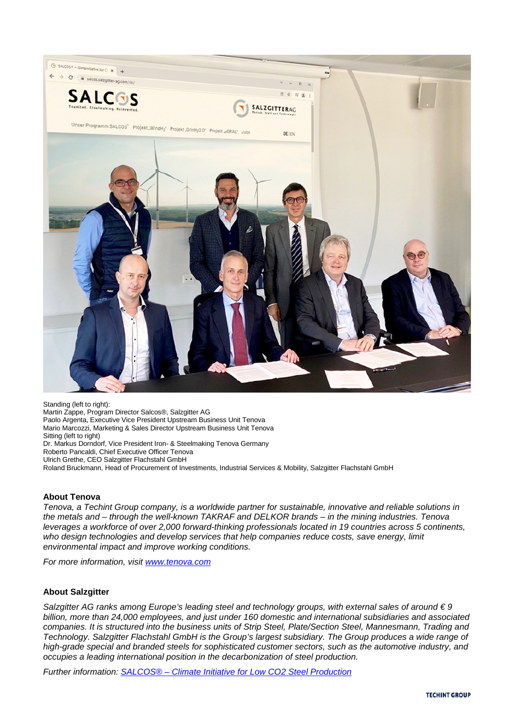Standing (left to right):
Martin Zappe, Program Director Salcos®, Salzgitter AG
Paolo Argenta, Executive Vice President Upstream Business Unit Tenova
Mario Marcozzi, Marketing & Sales Director Upstream Business Unit Tenova
Sitting (left to right)
Dr. Markus Dorndorf, Vice President Iron- & Steelmaking Tenova Germany
Roberto Pancaldi, Chief Executive Officer Tenova
Ulrich Grethe, CEO Salzgitter Flachstahl GmbH
Roland Bruckmann, Head of Procurement of Investments, Industrial Services & Mobility, Salzgitter Flachstahl GmbH

**About Tenova**

*Tenova, a Techint Group company, is a worldwide partner for sustainable, innovative and reliable solutions in the metals and – through the well-known TAKRAF and DELKOR brands – in the mining industries. Tenova leverages a workforce of over 2,000 forward-thinking professionals located in 19 countries across 5 continents, who design technologies and develop services that help companies reduce costs, save energy, limit environmental impact and improve working conditions.*

*For more information, visit [www.tenova.com](http://www.tenova.com)*

**About Salzgitter**

*Salzgitter AG ranks among Europe's leading steel and technology groups, with external sales of around € 9 billion, more than 24,000 employees, and just under 160 domestic and international subsidiaries and associated companies. It is structured into the business units of Strip Steel, Plate/Section Steel, Mannesmann, Trading and Technology. Salzgitter Flachstahl GmbH is the Group's largest subsidiary. The Group produces a wide range of high-grade special and branded steels for sophisticated customer sectors, such as the automotive industry, and occupies a leading international position in the decarbonization of steel production.*

*Further information: SALCOS® – Climate Initiative for Low CO2 Steel Production*